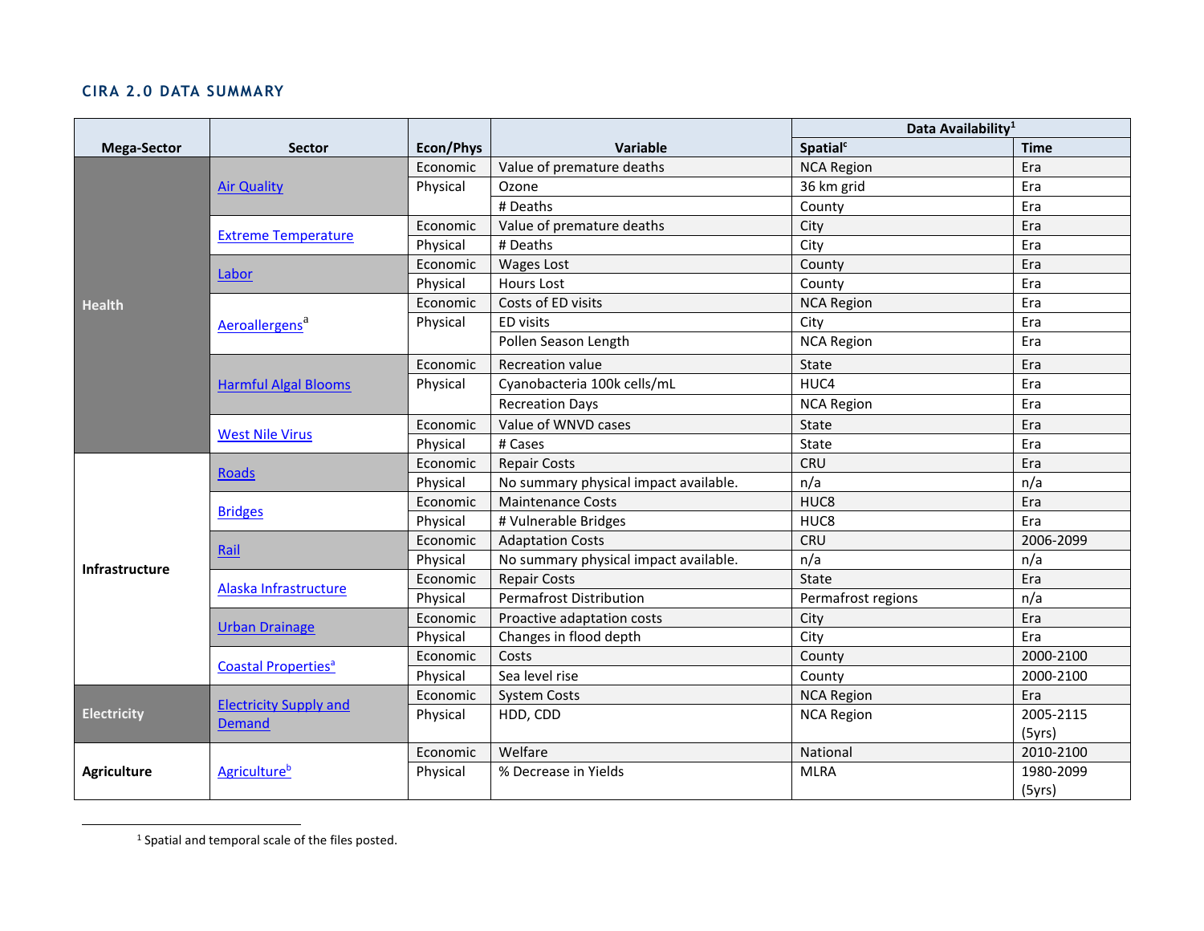## CIRA 2.0 DATA SUMMARY

| Mega-Sector | Sector | Econ/Phys | Variable | Data Availability[1] | |
|---|---|---|---|---|---|
| | | | | Spatial[c] | Time |
| Health | Air Quality | Economic | Value of premature deaths | NCA Region | Era |
| | | Physical | Ozone | 36 km grid | Era |
| | | | # Deaths | County | Era |
| | Extreme Temperature | Economic | Value of premature deaths | City | Era |
| | | Physical | # Deaths | City | Era |
| | Labor | Economic | Wages Lost | County | Era |
| | | Physical | Hours Lost | County | Era |
| | Aeroallergens[a] | Economic | Costs of ED visits | NCA Region | Era |
| | | Physical | ED visits | City | Era |
| | | | Pollen Season Length | NCA Region | Era |
| | Harmful Algal Blooms | Economic | Recreation value | State | Era |
| | | Physical | Cyanobacteria 100k cells/mL | HUC4 | Era |
| | | | Recreation Days | NCA Region | Era |
| | West Nile Virus | Economic | Value of WNVD cases | State | Era |
| | | Physical | # Cases | State | Era |
| Infrastructure | Roads | Economic | Repair Costs | CRU | Era |
| | | Physical | No summary physical impact available. | n/a | n/a |
| | Bridges | Economic | Maintenance Costs | HUC8 | Era |
| | | Physical | # Vulnerable Bridges | HUC8 | Era |
| | Rail | Economic | Adaptation Costs | CRU | 2006-2099 |
| | | Physical | No summary physical impact available. | n/a | n/a |
| | Alaska Infrastructure | Economic | Repair Costs | State | Era |
| | | Physical | Permafrost Distribution | Permafrost regions | n/a |
| | Urban Drainage | Economic | Proactive adaptation costs | City | Era |
| | | Physical | Changes in flood depth | City | Era |
| | Coastal Properties[a] | Economic | Costs | County | 2000-2100 |
| | | Physical | Sea level rise | County | 2000-2100 |
| Electricity | Electricity Supply and Demand | Economic | System Costs | NCA Region | Era |
| | | Physical | HDD, CDD | NCA Region | 2005-2115 (5yrs) |
| Agriculture | Agriculture[b] | Economic | Welfare | National | 2010-2100 |
| | | Physical | % Decrease in Yields | MLRA | 1980-2099 (5yrs) |

[1] Spatial and temporal scale of the files posted.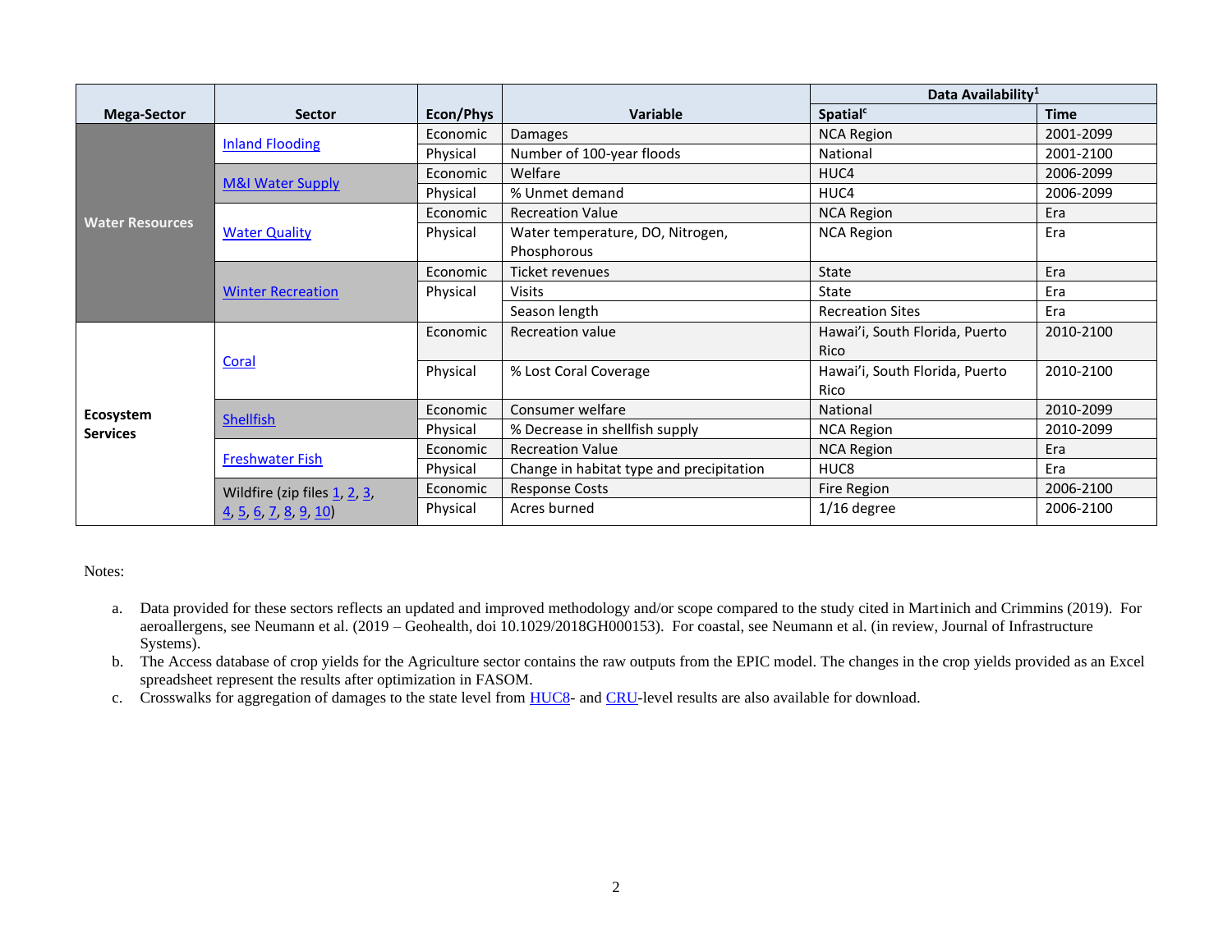| Mega-Sector | Sector | Econ/Phys | Variable | Data Availability[1] | |
|---|---|---|---|---|---|
| | | | | Spatial[c] | Time |
| Water Resources | Inland Flooding | Economic | Damages | NCA Region | 2001-2099 |
| | | Physical | Number of 100-year floods | National | 2001-2100 |
| | M&I Water Supply | Economic | Welfare | HUC4 | 2006-2099 |
| | | Physical | % Unmet demand | HUC4 | 2006-2099 |
| | Water Quality | Economic | Recreation Value | NCA Region | Era |
| | | Physical | Water temperature, DO, Nitrogen, Phosphorous | NCA Region | Era |
| | Winter Recreation | Economic | Ticket revenues | State | Era |
| | | Physical | Visits | State | Era |
| | | | Season length | Recreation Sites | Era |
| Ecosystem Services | Coral | Economic | Recreation value | Hawai'i, South Florida, Puerto Rico | 2010-2100 |
| | | Physical | % Lost Coral Coverage | Hawai'i, South Florida, Puerto Rico | 2010-2100 |
| | Shellfish | Economic | Consumer welfare | National | 2010-2099 |
| | | Physical | % Decrease in shellfish supply | NCA Region | 2010-2099 |
| | Freshwater Fish | Economic | Recreation Value | NCA Region | Era |
| | | Physical | Change in habitat type and precipitation | HUC8 | Era |
| | Wildfire (zip files 1, 2, 3, 4, 5, 6, 7, 8, 9, 10) | Economic | Response Costs | Fire Region | 2006-2100 |
| | | Physical | Acres burned | 1/16 degree | 2006-2100 |

Notes:

a. Data provided for these sectors reflects an updated and improved methodology and/or scope compared to the study cited in Martinich and Crimmins (2019). For aeroallergens, see Neumann et al. (2019 – Geohealth, doi 10.1029/2018GH000153). For coastal, see Neumann et al. (in review, Journal of Infrastructure Systems).

b. The Access database of crop yields for the Agriculture sector contains the raw outputs from the EPIC model. The changes in the crop yields provided as an Excel spreadsheet represent the results after optimization in FASOM.

c. Crosswalks for aggregation of damages to the state level from HUC8- and CRU-level results are also available for download.